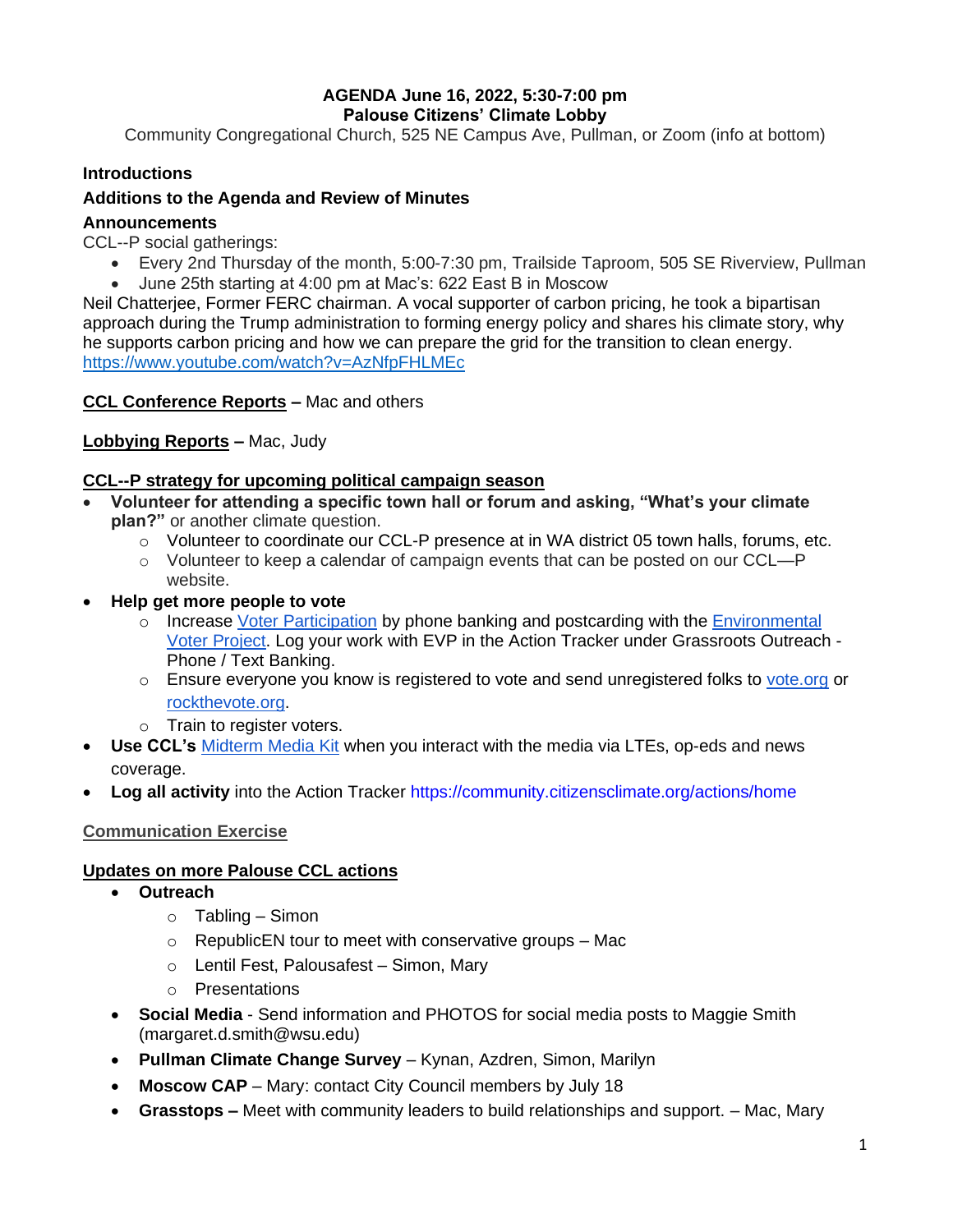**AGENDA June 16, 2022, 5:30-7:00 pm**
**Palouse Citizens' Climate Lobby**

Community Congregational Church, 525 NE Campus Ave, Pullman, or Zoom (info at bottom)

**Introductions**

**Additions to the Agenda and Review of Minutes**

**Announcements**

CCL--P social gatherings:

- Every 2nd Thursday of the month, 5:00-7:30 pm, Trailside Taproom, 505 SE Riverview, Pullman
- June 25th starting at 4:00 pm at Mac's: 622 East B in Moscow

Neil Chatterjee, Former FERC chairman. A vocal supporter of carbon pricing, he took a bipartisan approach during the Trump administration to forming energy policy and shares his climate story, why he supports carbon pricing and how we can prepare the grid for the transition to clean energy.
https://www.youtube.com/watch?v=AzNfpFHLMEc

**CCL Conference Reports** – Mac and others

**Lobbying Reports** – Mac, Judy

**CCL--P strategy for upcoming political campaign season**

- **Volunteer for attending a specific town hall or forum and asking, "What's your climate plan?"** or another climate question.
  - Volunteer to coordinate our CCL-P presence at in WA district 05 town halls, forums, etc.
  - Volunteer to keep a calendar of campaign events that can be posted on our CCL—P website.
- **Help get more people to vote**
  - Increase Voter Participation by phone banking and postcarding with the Environmental Voter Project. Log your work with EVP in the Action Tracker under Grassroots Outreach - Phone / Text Banking.
  - Ensure everyone you know is registered to vote and send unregistered folks to vote.org or rockthevote.org.
  - Train to register voters.
- **Use CCL's** Midterm Media Kit when you interact with the media via LTEs, op-eds and news coverage.
- **Log all activity** into the Action Tracker https://community.citizensclimate.org/actions/home

**Communication Exercise**

**Updates on more Palouse CCL actions**

- **Outreach**
  - Tabling – Simon
  - RepublicEN tour to meet with conservative groups – Mac
  - Lentil Fest, Palousafest – Simon, Mary
  - Presentations
- **Social Media** - Send information and PHOTOS for social media posts to Maggie Smith (margaret.d.smith@wsu.edu)
- **Pullman Climate Change Survey** – Kynan, Azdren, Simon, Marilyn
- **Moscow CAP** – Mary: contact City Council members by July 18
- **Grasstops –** Meet with community leaders to build relationships and support. – Mac, Mary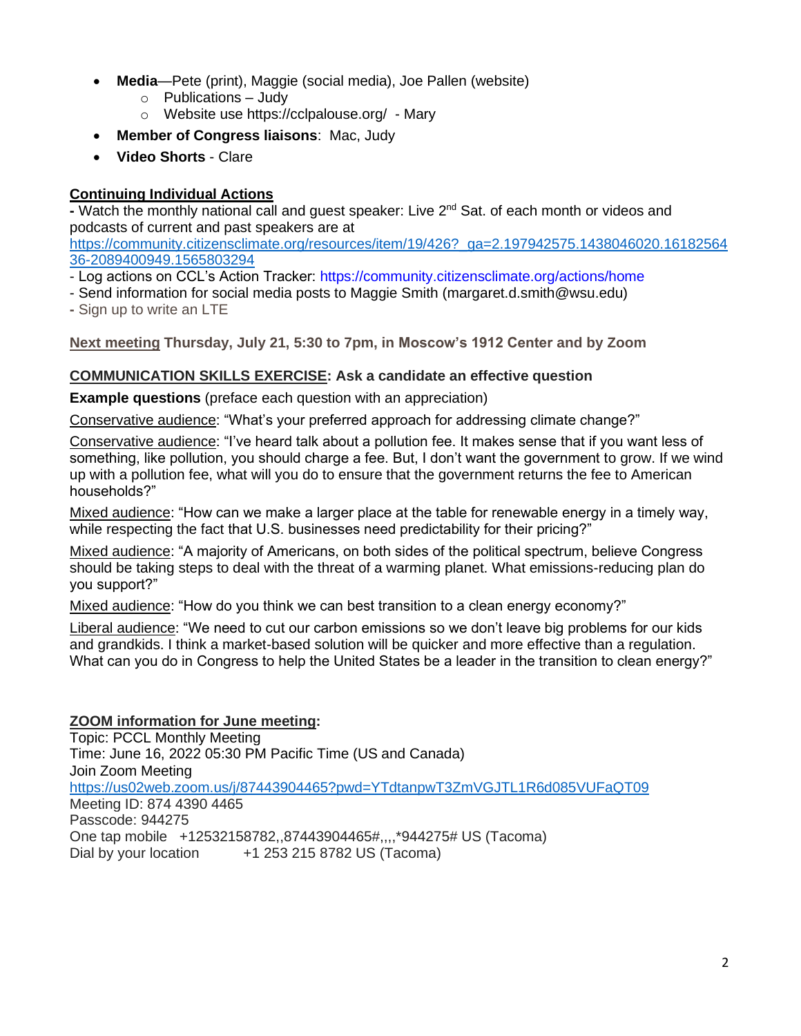- **Media**—Pete (print), Maggie (social media), Joe Pallen (website)
  - Publications – Judy
  - Website use https://cclpalouse.org/ - Mary
- **Member of Congress liaisons**: Mac, Judy
- **Video Shorts** - Clare

**Continuing Individual Actions**

**-** Watch the monthly national call and guest speaker: Live 2nd Sat. of each month or videos and podcasts of current and past speakers are at https://community.citizensclimate.org/resources/item/19/426?_ga=2.197942575.1438046020.1618256436-2089400949.1565803294

- Log actions on CCL's Action Tracker: https://community.citizensclimate.org/actions/home
- Send information for social media posts to Maggie Smith (margaret.d.smith@wsu.edu)
- Sign up to write an LTE

**Next meeting Thursday, July 21, 5:30 to 7pm, in Moscow's 1912 Center and by Zoom**

**COMMUNICATION SKILLS EXERCISE: Ask a candidate an effective question**

**Example questions** (preface each question with an appreciation)

Conservative audience: "What's your preferred approach for addressing climate change?"

Conservative audience: "I've heard talk about a pollution fee. It makes sense that if you want less of something, like pollution, you should charge a fee. But, I don't want the government to grow. If we wind up with a pollution fee, what will you do to ensure that the government returns the fee to American households?"

Mixed audience: "How can we make a larger place at the table for renewable energy in a timely way, while respecting the fact that U.S. businesses need predictability for their pricing?"

Mixed audience: "A majority of Americans, on both sides of the political spectrum, believe Congress should be taking steps to deal with the threat of a warming planet. What emissions-reducing plan do you support?"

Mixed audience: "How do you think we can best transition to a clean energy economy?"

Liberal audience: "We need to cut our carbon emissions so we don't leave big problems for our kids and grandkids. I think a market-based solution will be quicker and more effective than a regulation. What can you do in Congress to help the United States be a leader in the transition to clean energy?"

**ZOOM information for June meeting:**

Topic: PCCL Monthly Meeting
Time: June 16, 2022 05:30 PM Pacific Time (US and Canada)
Join Zoom Meeting
https://us02web.zoom.us/j/87443904465?pwd=YTdtanpwT3ZmVGJTL1R6d085VUFaQT09
Meeting ID: 874 4390 4465
Passcode: 944275
One tap mobile +12532158782,,87443904465#,,,,*944275# US (Tacoma)
Dial by your location +1 253 215 8782 US (Tacoma)